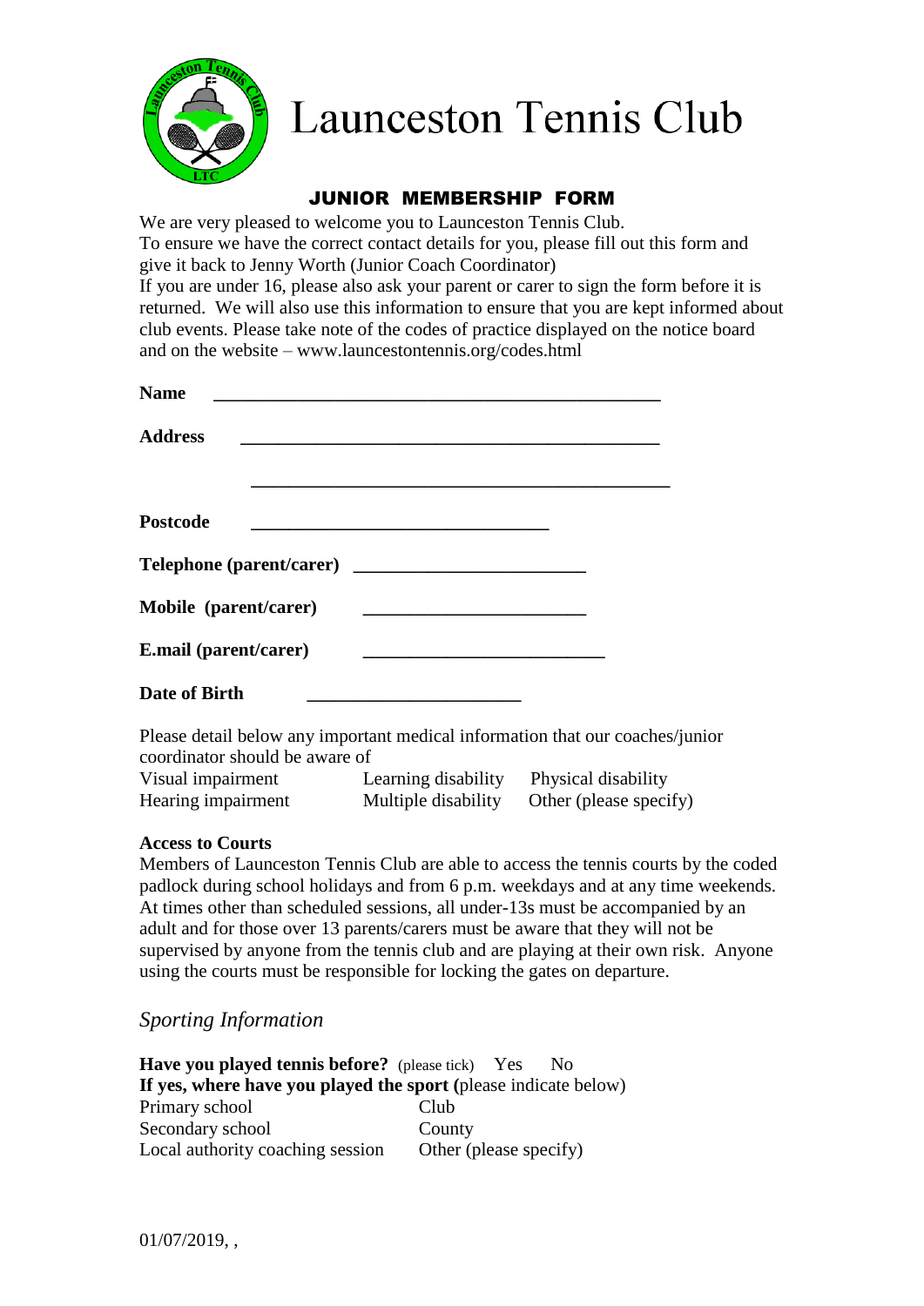# Launceston Tennis Club

## JUNIOR MEMBERSHIP FORM

We are very pleased to welcome you to Launceston Tennis Club.
To ensure we have the correct contact details for you, please fill out this form and give it back to Jenny Worth (Junior Coach Coordinator)
If you are under 16, please also ask your parent or carer to sign the form before it is returned. We will also use this information to ensure that you are kept informed about club events. Please take note of the codes of practice displayed on the notice board and on the website – www.launcestontennis.org/codes.html

**Name** ______________________________________________

**Address** ____________________________________________

______________________________________________

**Postcode** ________________________________

**Telephone (parent/carer)** ________________________

**Mobile (parent/carer)** ________________________

**E.mail (parent/carer)** __________________________

**Date of Birth** ______________________

Please detail below any important medical information that our coaches/junior coordinator should be aware of

| | | |
|---|---|---|
| Visual impairment | Learning disability | Physical disability |
| Hearing impairment | Multiple disability | Other (please specify) |

**Access to Courts**

Members of Launceston Tennis Club are able to access the tennis courts by the coded padlock during school holidays and from 6 p.m. weekdays and at any time weekends. At times other than scheduled sessions, all under-13s must be accompanied by an adult and for those over 13 parents/carers must be aware that they will not be supervised by anyone from the tennis club and are playing at their own risk. Anyone using the courts must be responsible for locking the gates on departure.

## *Sporting Information*

**Have you played tennis before?** (please tick) Yes No

**If yes, where have you played the sport (**please indicate below)

| | |
|---|---|
| Primary school | Club |
| Secondary school | County |
| Local authority coaching session | Other (please specify) |

01/07/2019, ,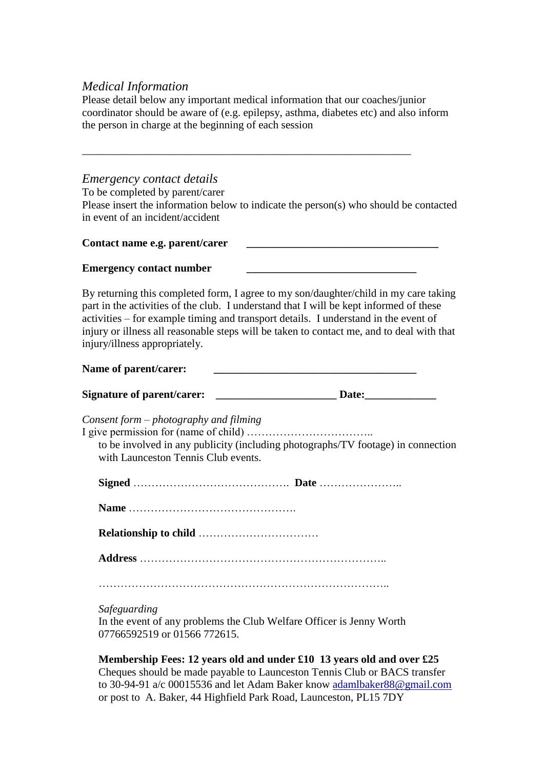*Medical Information*

Please detail below any important medical information that our coaches/junior coordinator should be aware of (e.g. epilepsy, asthma, diabetes etc) and also inform the person in charge at the beginning of each session

___________________________________________________________

*Emergency contact details*

To be completed by parent/carer

Please insert the information below to indicate the person(s) who should be contacted in event of an incident/accident

**Contact name e.g. parent/carer** ___________________________________

**Emergency contact number** ______________________________

By returning this completed form, I agree to my son/daughter/child in my care taking part in the activities of the club. I understand that I will be kept informed of these activities – for example timing and transport details. I understand in the event of injury or illness all reasonable steps will be taken to contact me, and to deal with that injury/illness appropriately.

**Name of parent/carer:** ____________________________________

**Signature of parent/carer:** _____________________ **Date:**____________

*Consent form – photography and filming*

I give permission for (name of child) ……………………………..

to be involved in any publicity (including photographs/TV footage) in connection with Launceston Tennis Club events.

**Signed** ……………………………………. **Date** …………………..

**Name** ……………………………………….

**Relationship to child** ……………………………

**Address** …………………………………………………………..

……………………………………………………………………..

*Safeguarding*

In the event of any problems the Club Welfare Officer is Jenny Worth 07766592519 or 01566 772615.

**Membership Fees: 12 years old and under £10 13 years old and over £25**

Cheques should be made payable to Launceston Tennis Club or BACS transfer to 30-94-91 a/c 00015536 and let Adam Baker know adamlbaker88@gmail.com or post to A. Baker, 44 Highfield Park Road, Launceston, PL15 7DY